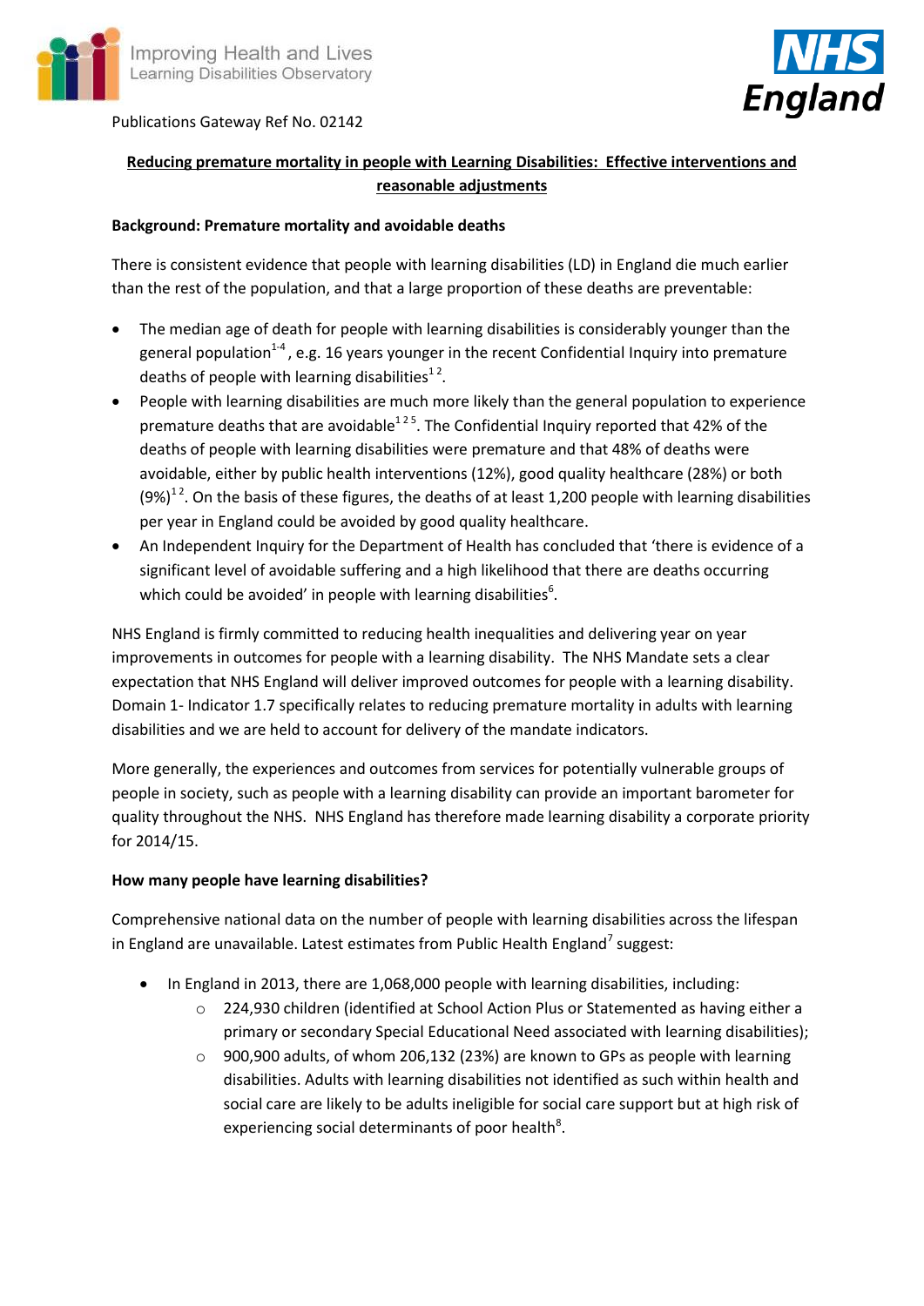Improving Health and Lives
Learning Disabilities Observatory

NHS England

Publications Gateway Ref No. 02142

# Reducing premature mortality in people with Learning Disabilities: Effective interventions and reasonable adjustments

## Background: Premature mortality and avoidable deaths

There is consistent evidence that people with learning disabilities (LD) in England die much earlier than the rest of the population, and that a large proportion of these deaths are preventable:

- The median age of death for people with learning disabilities is considerably younger than the general population[1-4], e.g. 16 years younger in the recent Confidential Inquiry into premature deaths of people with learning disabilities[1 2].
- People with learning disabilities are much more likely than the general population to experience premature deaths that are avoidable[1 2 5]. The Confidential Inquiry reported that 42% of the deaths of people with learning disabilities were premature and that 48% of deaths were avoidable, either by public health interventions (12%), good quality healthcare (28%) or both (9%)[1 2]. On the basis of these figures, the deaths of at least 1,200 people with learning disabilities per year in England could be avoided by good quality healthcare.
- An Independent Inquiry for the Department of Health has concluded that 'there is evidence of a significant level of avoidable suffering and a high likelihood that there are deaths occurring which could be avoided' in people with learning disabilities[6].

NHS England is firmly committed to reducing health inequalities and delivering year on year improvements in outcomes for people with a learning disability. The NHS Mandate sets a clear expectation that NHS England will deliver improved outcomes for people with a learning disability. Domain 1- Indicator 1.7 specifically relates to reducing premature mortality in adults with learning disabilities and we are held to account for delivery of the mandate indicators.

More generally, the experiences and outcomes from services for potentially vulnerable groups of people in society, such as people with a learning disability can provide an important barometer for quality throughout the NHS. NHS England has therefore made learning disability a corporate priority for 2014/15.

## How many people have learning disabilities?

Comprehensive national data on the number of people with learning disabilities across the lifespan in England are unavailable. Latest estimates from Public Health England[7] suggest:

- In England in 2013, there are 1,068,000 people with learning disabilities, including:
  - 224,930 children (identified at School Action Plus or Statemented as having either a primary or secondary Special Educational Need associated with learning disabilities);
  - 900,900 adults, of whom 206,132 (23%) are known to GPs as people with learning disabilities. Adults with learning disabilities not identified as such within health and social care are likely to be adults ineligible for social care support but at high risk of experiencing social determinants of poor health[8].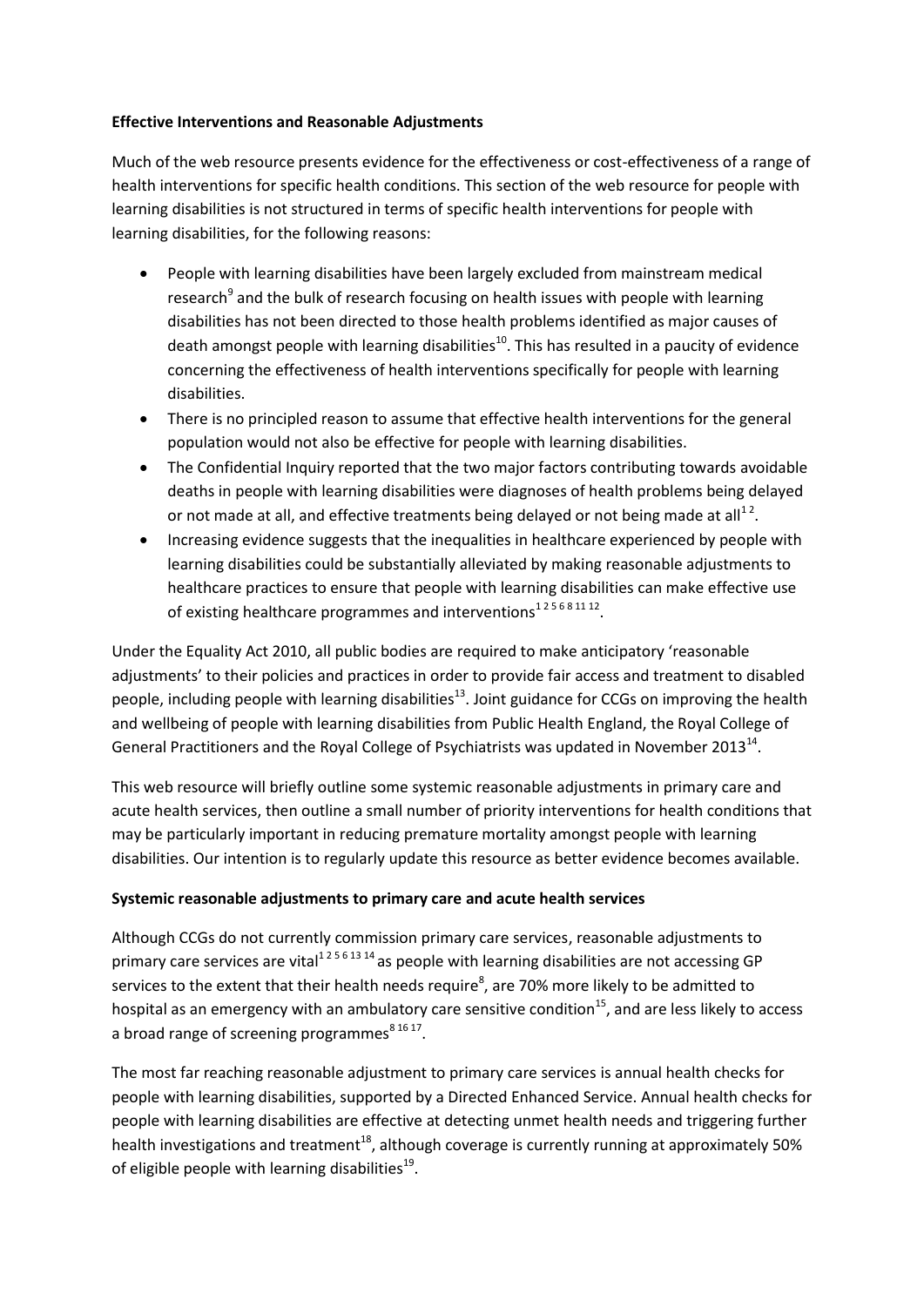**Effective Interventions and Reasonable Adjustments**

Much of the web resource presents evidence for the effectiveness or cost-effectiveness of a range of health interventions for specific health conditions. This section of the web resource for people with learning disabilities is not structured in terms of specific health interventions for people with learning disabilities, for the following reasons:

- People with learning disabilities have been largely excluded from mainstream medical research[9] and the bulk of research focusing on health issues with people with learning disabilities has not been directed to those health problems identified as major causes of death amongst people with learning disabilities[10]. This has resulted in a paucity of evidence concerning the effectiveness of health interventions specifically for people with learning disabilities.
- There is no principled reason to assume that effective health interventions for the general population would not also be effective for people with learning disabilities.
- The Confidential Inquiry reported that the two major factors contributing towards avoidable deaths in people with learning disabilities were diagnoses of health problems being delayed or not made at all, and effective treatments being delayed or not being made at all[1 2].
- Increasing evidence suggests that the inequalities in healthcare experienced by people with learning disabilities could be substantially alleviated by making reasonable adjustments to healthcare practices to ensure that people with learning disabilities can make effective use of existing healthcare programmes and interventions[1 2 5 6 8 11 12].

Under the Equality Act 2010, all public bodies are required to make anticipatory 'reasonable adjustments' to their policies and practices in order to provide fair access and treatment to disabled people, including people with learning disabilities[13]. Joint guidance for CCGs on improving the health and wellbeing of people with learning disabilities from Public Health England, the Royal College of General Practitioners and the Royal College of Psychiatrists was updated in November 2013[14].

This web resource will briefly outline some systemic reasonable adjustments in primary care and acute health services, then outline a small number of priority interventions for health conditions that may be particularly important in reducing premature mortality amongst people with learning disabilities. Our intention is to regularly update this resource as better evidence becomes available.

**Systemic reasonable adjustments to primary care and acute health services**

Although CCGs do not currently commission primary care services, reasonable adjustments to primary care services are vital[1 2 5 6 13 14] as people with learning disabilities are not accessing GP services to the extent that their health needs require[8], are 70% more likely to be admitted to hospital as an emergency with an ambulatory care sensitive condition[15], and are less likely to access a broad range of screening programmes[8 16 17].

The most far reaching reasonable adjustment to primary care services is annual health checks for people with learning disabilities, supported by a Directed Enhanced Service. Annual health checks for people with learning disabilities are effective at detecting unmet health needs and triggering further health investigations and treatment[18], although coverage is currently running at approximately 50% of eligible people with learning disabilities[19].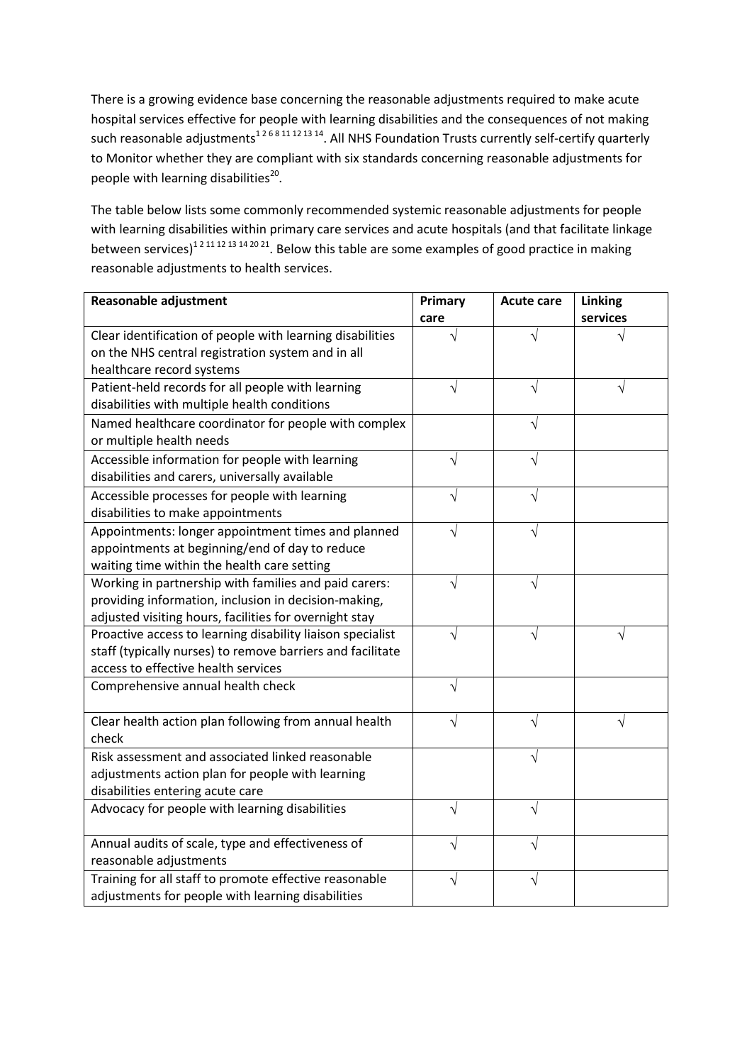There is a growing evidence base concerning the reasonable adjustments required to make acute hospital services effective for people with learning disabilities and the consequences of not making such reasonable adjustments[1 2 6 8 11 12 13 14]. All NHS Foundation Trusts currently self-certify quarterly to Monitor whether they are compliant with six standards concerning reasonable adjustments for people with learning disabilities[20].

The table below lists some commonly recommended systemic reasonable adjustments for people with learning disabilities within primary care services and acute hospitals (and that facilitate linkage between services)[1 2 11 12 13 14 20 21]. Below this table are some examples of good practice in making reasonable adjustments to health services.

| Reasonable adjustment | Primary care | Acute care | Linking services |
|---|---|---|---|
| Clear identification of people with learning disabilities on the NHS central registration system and in all healthcare record systems | √ | √ | √ |
| Patient-held records for all people with learning disabilities with multiple health conditions | √ | √ | √ |
| Named healthcare coordinator for people with complex or multiple health needs | | √ | |
| Accessible information for people with learning disabilities and carers, universally available | √ | √ | |
| Accessible processes for people with learning disabilities to make appointments | √ | √ | |
| Appointments: longer appointment times and planned appointments at beginning/end of day to reduce waiting time within the health care setting | √ | √ | |
| Working in partnership with families and paid carers: providing information, inclusion in decision-making, adjusted visiting hours, facilities for overnight stay | √ | √ | |
| Proactive access to learning disability liaison specialist staff (typically nurses) to remove barriers and facilitate access to effective health services | √ | √ | √ |
| Comprehensive annual health check | √ | | |
| Clear health action plan following from annual health check | √ | √ | √ |
| Risk assessment and associated linked reasonable adjustments action plan for people with learning disabilities entering acute care | | √ | |
| Advocacy for people with learning disabilities | √ | √ | |
| Annual audits of scale, type and effectiveness of reasonable adjustments | √ | √ | |
| Training for all staff to promote effective reasonable adjustments for people with learning disabilities | √ | √ | |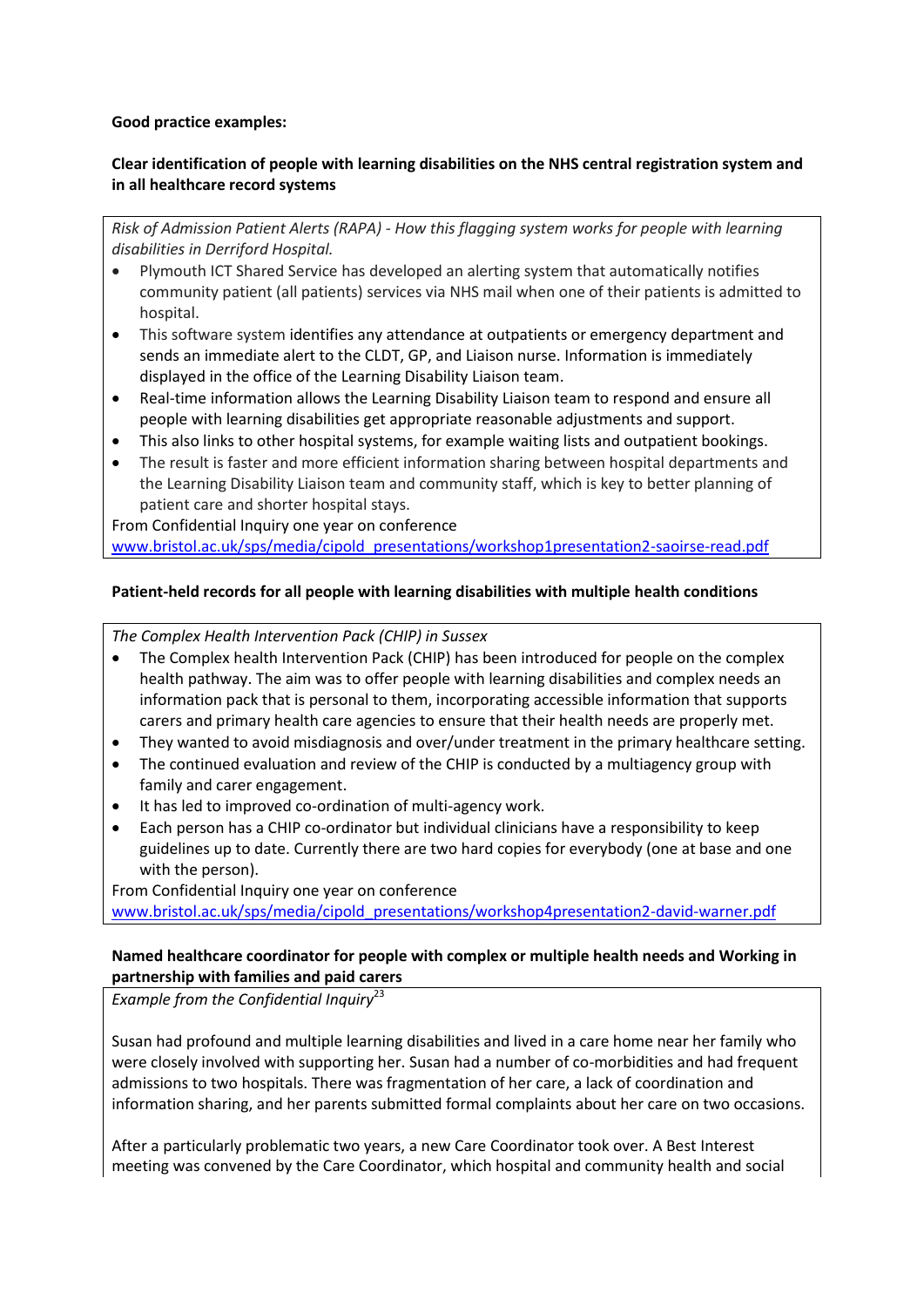**Good practice examples:**

**Clear identification of people with learning disabilities on the NHS central registration system and in all healthcare record systems**

*Risk of Admission Patient Alerts (RAPA) - How this flagging system works for people with learning disabilities in Derriford Hospital.*

- Plymouth ICT Shared Service has developed an alerting system that automatically notifies community patient (all patients) services via NHS mail when one of their patients is admitted to hospital.
- This software system identifies any attendance at outpatients or emergency department and sends an immediate alert to the CLDT, GP, and Liaison nurse. Information is immediately displayed in the office of the Learning Disability Liaison team.
- Real-time information allows the Learning Disability Liaison team to respond and ensure all people with learning disabilities get appropriate reasonable adjustments and support.
- This also links to other hospital systems, for example waiting lists and outpatient bookings.
- The result is faster and more efficient information sharing between hospital departments and the Learning Disability Liaison team and community staff, which is key to better planning of patient care and shorter hospital stays.

From Confidential Inquiry one year on conference
[www.bristol.ac.uk/sps/media/cipold_presentations/workshop1presentation2-saoirse-read.pdf](www.bristol.ac.uk/sps/media/cipold_presentations/workshop1presentation2-saoirse-read.pdf)

**Patient-held records for all people with learning disabilities with multiple health conditions**

*The Complex Health Intervention Pack (CHIP) in Sussex*

- The Complex health Intervention Pack (CHIP) has been introduced for people on the complex health pathway. The aim was to offer people with learning disabilities and complex needs an information pack that is personal to them, incorporating accessible information that supports carers and primary health care agencies to ensure that their health needs are properly met.
- They wanted to avoid misdiagnosis and over/under treatment in the primary healthcare setting.
- The continued evaluation and review of the CHIP is conducted by a multiagency group with family and carer engagement.
- It has led to improved co-ordination of multi-agency work.
- Each person has a CHIP co-ordinator but individual clinicians have a responsibility to keep guidelines up to date. Currently there are two hard copies for everybody (one at base and one with the person).

From Confidential Inquiry one year on conference
[www.bristol.ac.uk/sps/media/cipold_presentations/workshop4presentation2-david-warner.pdf](www.bristol.ac.uk/sps/media/cipold_presentations/workshop4presentation2-david-warner.pdf)

**Named healthcare coordinator for people with complex or multiple health needs and Working in partnership with families and paid carers**

*Example from the Confidential Inquiry*[23]

Susan had profound and multiple learning disabilities and lived in a care home near her family who were closely involved with supporting her. Susan had a number of co-morbidities and had frequent admissions to two hospitals. There was fragmentation of her care, a lack of coordination and information sharing, and her parents submitted formal complaints about her care on two occasions.

After a particularly problematic two years, a new Care Coordinator took over. A Best Interest meeting was convened by the Care Coordinator, which hospital and community health and social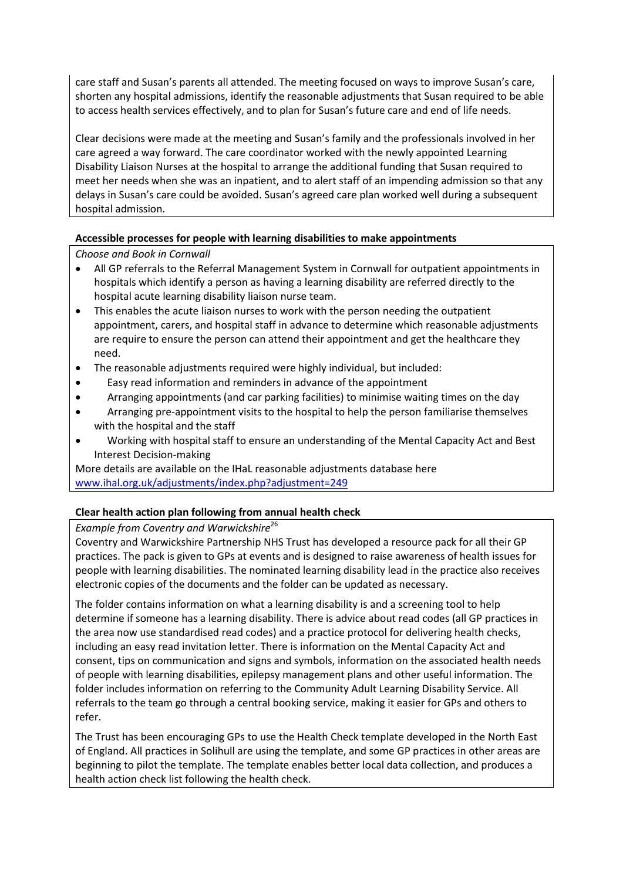care staff and Susan's parents all attended. The meeting focused on ways to improve Susan's care, shorten any hospital admissions, identify the reasonable adjustments that Susan required to be able to access health services effectively, and to plan for Susan's future care and end of life needs.

Clear decisions were made at the meeting and Susan's family and the professionals involved in her care agreed a way forward. The care coordinator worked with the newly appointed Learning Disability Liaison Nurses at the hospital to arrange the additional funding that Susan required to meet her needs when she was an inpatient, and to alert staff of an impending admission so that any delays in Susan's care could be avoided. Susan's agreed care plan worked well during a subsequent hospital admission.

**Accessible processes for people with learning disabilities to make appointments**

*Choose and Book in Cornwall*

- All GP referrals to the Referral Management System in Cornwall for outpatient appointments in hospitals which identify a person as having a learning disability are referred directly to the hospital acute learning disability liaison nurse team.
- This enables the acute liaison nurses to work with the person needing the outpatient appointment, carers, and hospital staff in advance to determine which reasonable adjustments are require to ensure the person can attend their appointment and get the healthcare they need.
- The reasonable adjustments required were highly individual, but included:
- Easy read information and reminders in advance of the appointment
- Arranging appointments (and car parking facilities) to minimise waiting times on the day
- Arranging pre-appointment visits to the hospital to help the person familiarise themselves with the hospital and the staff
- Working with hospital staff to ensure an understanding of the Mental Capacity Act and Best Interest Decision-making

More details are available on the IHaL reasonable adjustments database here [www.ihal.org.uk/adjustments/index.php?adjustment=249](www.ihal.org.uk/adjustments/index.php?adjustment=249)

**Clear health action plan following from annual health check**

*Example from Coventry and Warwickshire*[26]

Coventry and Warwickshire Partnership NHS Trust has developed a resource pack for all their GP practices. The pack is given to GPs at events and is designed to raise awareness of health issues for people with learning disabilities. The nominated learning disability lead in the practice also receives electronic copies of the documents and the folder can be updated as necessary.

The folder contains information on what a learning disability is and a screening tool to help determine if someone has a learning disability. There is advice about read codes (all GP practices in the area now use standardised read codes) and a practice protocol for delivering health checks, including an easy read invitation letter. There is information on the Mental Capacity Act and consent, tips on communication and signs and symbols, information on the associated health needs of people with learning disabilities, epilepsy management plans and other useful information. The folder includes information on referring to the Community Adult Learning Disability Service. All referrals to the team go through a central booking service, making it easier for GPs and others to refer.

The Trust has been encouraging GPs to use the Health Check template developed in the North East of England. All practices in Solihull are using the template, and some GP practices in other areas are beginning to pilot the template. The template enables better local data collection, and produces a health action check list following the health check.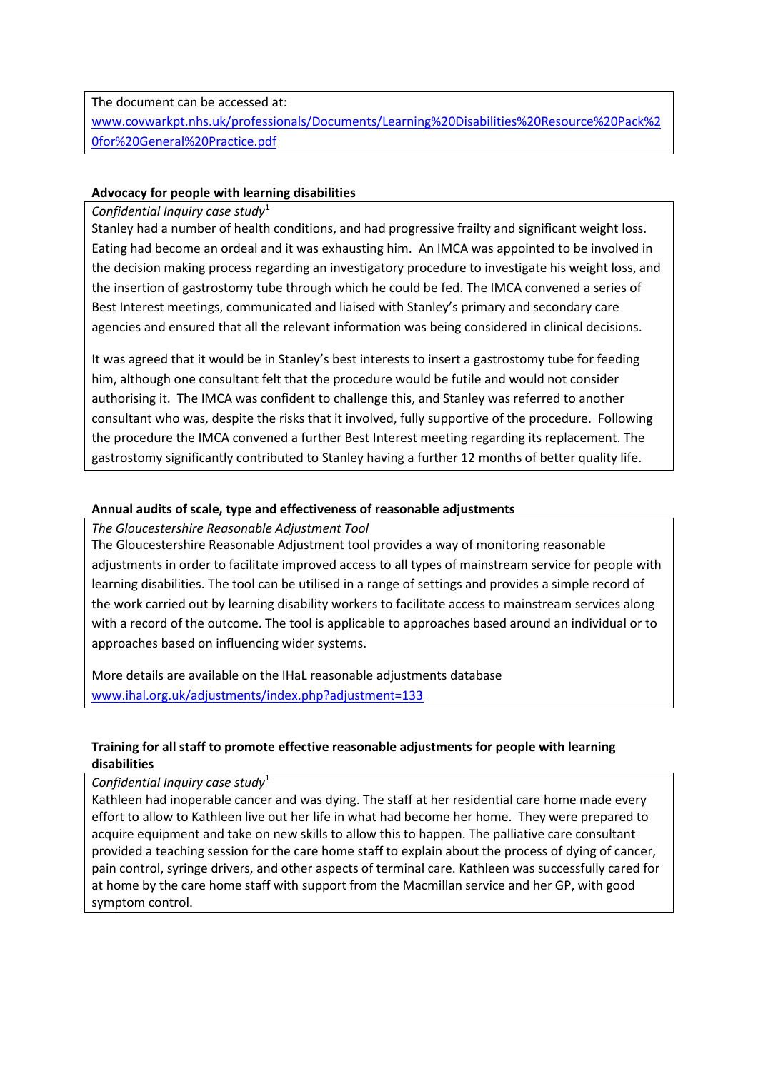The document can be accessed at:
www.covwarkpt.nhs.uk/professionals/Documents/Learning%20Disabilities%20Resource%20Pack%20for%20General%20Practice.pdf

**Advocacy for people with learning disabilities**

*Confidential Inquiry case study*[1]

Stanley had a number of health conditions, and had progressive frailty and significant weight loss. Eating had become an ordeal and it was exhausting him. An IMCA was appointed to be involved in the decision making process regarding an investigatory procedure to investigate his weight loss, and the insertion of gastrostomy tube through which he could be fed. The IMCA convened a series of Best Interest meetings, communicated and liaised with Stanley's primary and secondary care agencies and ensured that all the relevant information was being considered in clinical decisions.

It was agreed that it would be in Stanley's best interests to insert a gastrostomy tube for feeding him, although one consultant felt that the procedure would be futile and would not consider authorising it. The IMCA was confident to challenge this, and Stanley was referred to another consultant who was, despite the risks that it involved, fully supportive of the procedure. Following the procedure the IMCA convened a further Best Interest meeting regarding its replacement. The gastrostomy significantly contributed to Stanley having a further 12 months of better quality life.

**Annual audits of scale, type and effectiveness of reasonable adjustments**

*The Gloucestershire Reasonable Adjustment Tool*

The Gloucestershire Reasonable Adjustment tool provides a way of monitoring reasonable adjustments in order to facilitate improved access to all types of mainstream service for people with learning disabilities. The tool can be utilised in a range of settings and provides a simple record of the work carried out by learning disability workers to facilitate access to mainstream services along with a record of the outcome. The tool is applicable to approaches based around an individual or to approaches based on influencing wider systems.

More details are available on the IHaL reasonable adjustments database
www.ihal.org.uk/adjustments/index.php?adjustment=133

**Training for all staff to promote effective reasonable adjustments for people with learning disabilities**

*Confidential Inquiry case study*[1]

Kathleen had inoperable cancer and was dying. The staff at her residential care home made every effort to allow to Kathleen live out her life in what had become her home. They were prepared to acquire equipment and take on new skills to allow this to happen. The palliative care consultant provided a teaching session for the care home staff to explain about the process of dying of cancer, pain control, syringe drivers, and other aspects of terminal care. Kathleen was successfully cared for at home by the care home staff with support from the Macmillan service and her GP, with good symptom control.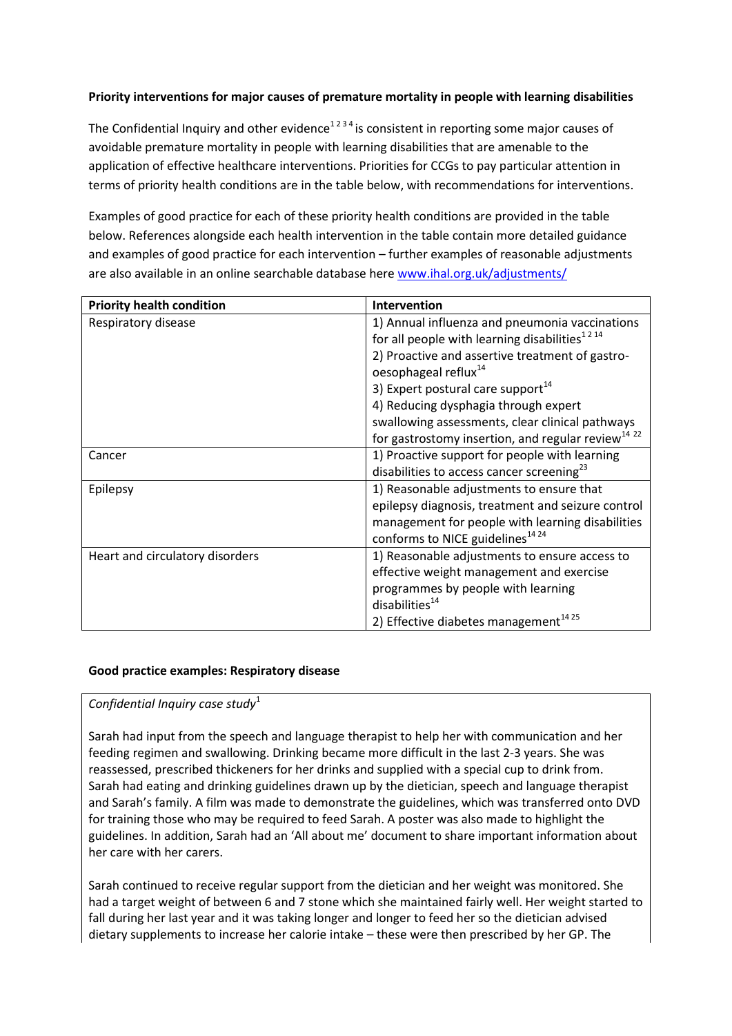**Priority interventions for major causes of premature mortality in people with learning disabilities**

The Confidential Inquiry and other evidence[1 2 3 4] is consistent in reporting some major causes of avoidable premature mortality in people with learning disabilities that are amenable to the application of effective healthcare interventions. Priorities for CCGs to pay particular attention in terms of priority health conditions are in the table below, with recommendations for interventions.

Examples of good practice for each of these priority health conditions are provided in the table below. References alongside each health intervention in the table contain more detailed guidance and examples of good practice for each intervention – further examples of reasonable adjustments are also available in an online searchable database here www.ihal.org.uk/adjustments/

| **Priority health condition** | **Intervention** |
|---|---|
| Respiratory disease | 1) Annual influenza and pneumonia vaccinations for all people with learning disabilities[1 2 14]<br>2) Proactive and assertive treatment of gastro-oesophageal reflux[14]<br>3) Expert postural care support[14]<br>4) Reducing dysphagia through expert swallowing assessments, clear clinical pathways for gastrostomy insertion, and regular review[14 22] |
| Cancer | 1) Proactive support for people with learning disabilities to access cancer screening[23] |
| Epilepsy | 1) Reasonable adjustments to ensure that epilepsy diagnosis, treatment and seizure control management for people with learning disabilities conforms to NICE guidelines[14 24] |
| Heart and circulatory disorders | 1) Reasonable adjustments to ensure access to effective weight management and exercise programmes by people with learning disabilities[14]<br>2) Effective diabetes management[14 25] |

**Good practice examples: Respiratory disease**

*Confidential Inquiry case study*[1]

Sarah had input from the speech and language therapist to help her with communication and her feeding regimen and swallowing. Drinking became more difficult in the last 2-3 years. She was reassessed, prescribed thickeners for her drinks and supplied with a special cup to drink from. Sarah had eating and drinking guidelines drawn up by the dietician, speech and language therapist and Sarah's family. A film was made to demonstrate the guidelines, which was transferred onto DVD for training those who may be required to feed Sarah. A poster was also made to highlight the guidelines. In addition, Sarah had an 'All about me' document to share important information about her care with her carers.

Sarah continued to receive regular support from the dietician and her weight was monitored. She had a target weight of between 6 and 7 stone which she maintained fairly well. Her weight started to fall during her last year and it was taking longer and longer to feed her so the dietician advised dietary supplements to increase her calorie intake – these were then prescribed by her GP. The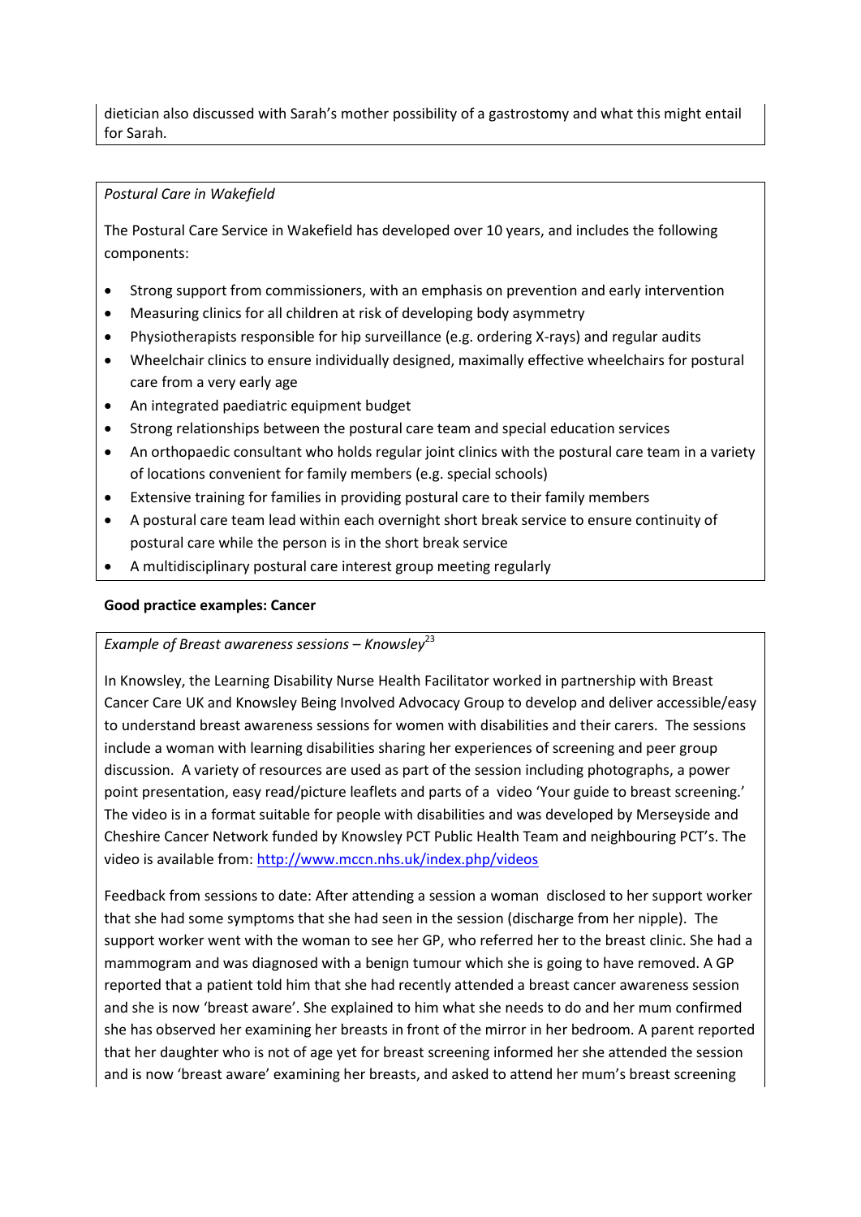dietician also discussed with Sarah's mother possibility of a gastrostomy and what this might entail for Sarah.

*Postural Care in Wakefield*

The Postural Care Service in Wakefield has developed over 10 years, and includes the following components:

- Strong support from commissioners, with an emphasis on prevention and early intervention
- Measuring clinics for all children at risk of developing body asymmetry
- Physiotherapists responsible for hip surveillance (e.g. ordering X-rays) and regular audits
- Wheelchair clinics to ensure individually designed, maximally effective wheelchairs for postural care from a very early age
- An integrated paediatric equipment budget
- Strong relationships between the postural care team and special education services
- An orthopaedic consultant who holds regular joint clinics with the postural care team in a variety of locations convenient for family members (e.g. special schools)
- Extensive training for families in providing postural care to their family members
- A postural care team lead within each overnight short break service to ensure continuity of postural care while the person is in the short break service
- A multidisciplinary postural care interest group meeting regularly

**Good practice examples: Cancer**

*Example of Breast awareness sessions – Knowsley*[23]

In Knowsley, the Learning Disability Nurse Health Facilitator worked in partnership with Breast Cancer Care UK and Knowsley Being Involved Advocacy Group to develop and deliver accessible/easy to understand breast awareness sessions for women with disabilities and their carers. The sessions include a woman with learning disabilities sharing her experiences of screening and peer group discussion. A variety of resources are used as part of the session including photographs, a power point presentation, easy read/picture leaflets and parts of a video 'Your guide to breast screening.' The video is in a format suitable for people with disabilities and was developed by Merseyside and Cheshire Cancer Network funded by Knowsley PCT Public Health Team and neighbouring PCT's. The video is available from: [http://www.mccn.nhs.uk/index.php/videos](http://www.mccn.nhs.uk/index.php/videos)

Feedback from sessions to date: After attending a session a woman disclosed to her support worker that she had some symptoms that she had seen in the session (discharge from her nipple). The support worker went with the woman to see her GP, who referred her to the breast clinic. She had a mammogram and was diagnosed with a benign tumour which she is going to have removed. A GP reported that a patient told him that she had recently attended a breast cancer awareness session and she is now 'breast aware'. She explained to him what she needs to do and her mum confirmed she has observed her examining her breasts in front of the mirror in her bedroom. A parent reported that her daughter who is not of age yet for breast screening informed her she attended the session and is now 'breast aware' examining her breasts, and asked to attend her mum's breast screening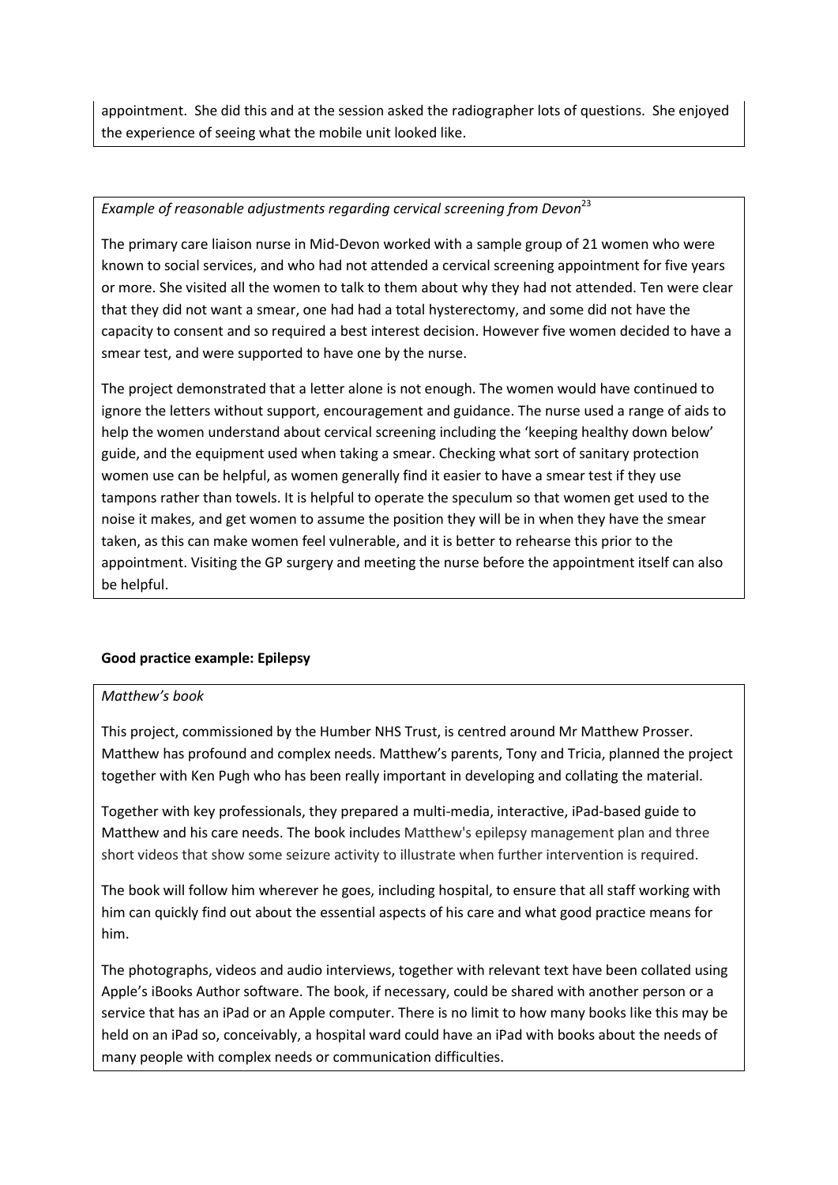appointment. She did this and at the session asked the radiographer lots of questions. She enjoyed the experience of seeing what the mobile unit looked like.

*Example of reasonable adjustments regarding cervical screening from Devon*[23]

The primary care liaison nurse in Mid-Devon worked with a sample group of 21 women who were known to social services, and who had not attended a cervical screening appointment for five years or more. She visited all the women to talk to them about why they had not attended. Ten were clear that they did not want a smear, one had had a total hysterectomy, and some did not have the capacity to consent and so required a best interest decision. However five women decided to have a smear test, and were supported to have one by the nurse.

The project demonstrated that a letter alone is not enough. The women would have continued to ignore the letters without support, encouragement and guidance. The nurse used a range of aids to help the women understand about cervical screening including the 'keeping healthy down below' guide, and the equipment used when taking a smear. Checking what sort of sanitary protection women use can be helpful, as women generally find it easier to have a smear test if they use tampons rather than towels. It is helpful to operate the speculum so that women get used to the noise it makes, and get women to assume the position they will be in when they have the smear taken, as this can make women feel vulnerable, and it is better to rehearse this prior to the appointment. Visiting the GP surgery and meeting the nurse before the appointment itself can also be helpful.

**Good practice example: Epilepsy**

*Matthew's book*

This project, commissioned by the Humber NHS Trust, is centred around Mr Matthew Prosser. Matthew has profound and complex needs. Matthew's parents, Tony and Tricia, planned the project together with Ken Pugh who has been really important in developing and collating the material.

Together with key professionals, they prepared a multi-media, interactive, iPad-based guide to Matthew and his care needs. The book includes Matthew's epilepsy management plan and three short videos that show some seizure activity to illustrate when further intervention is required.

The book will follow him wherever he goes, including hospital, to ensure that all staff working with him can quickly find out about the essential aspects of his care and what good practice means for him.

The photographs, videos and audio interviews, together with relevant text have been collated using Apple's iBooks Author software. The book, if necessary, could be shared with another person or a service that has an iPad or an Apple computer. There is no limit to how many books like this may be held on an iPad so, conceivably, a hospital ward could have an iPad with books about the needs of many people with complex needs or communication difficulties.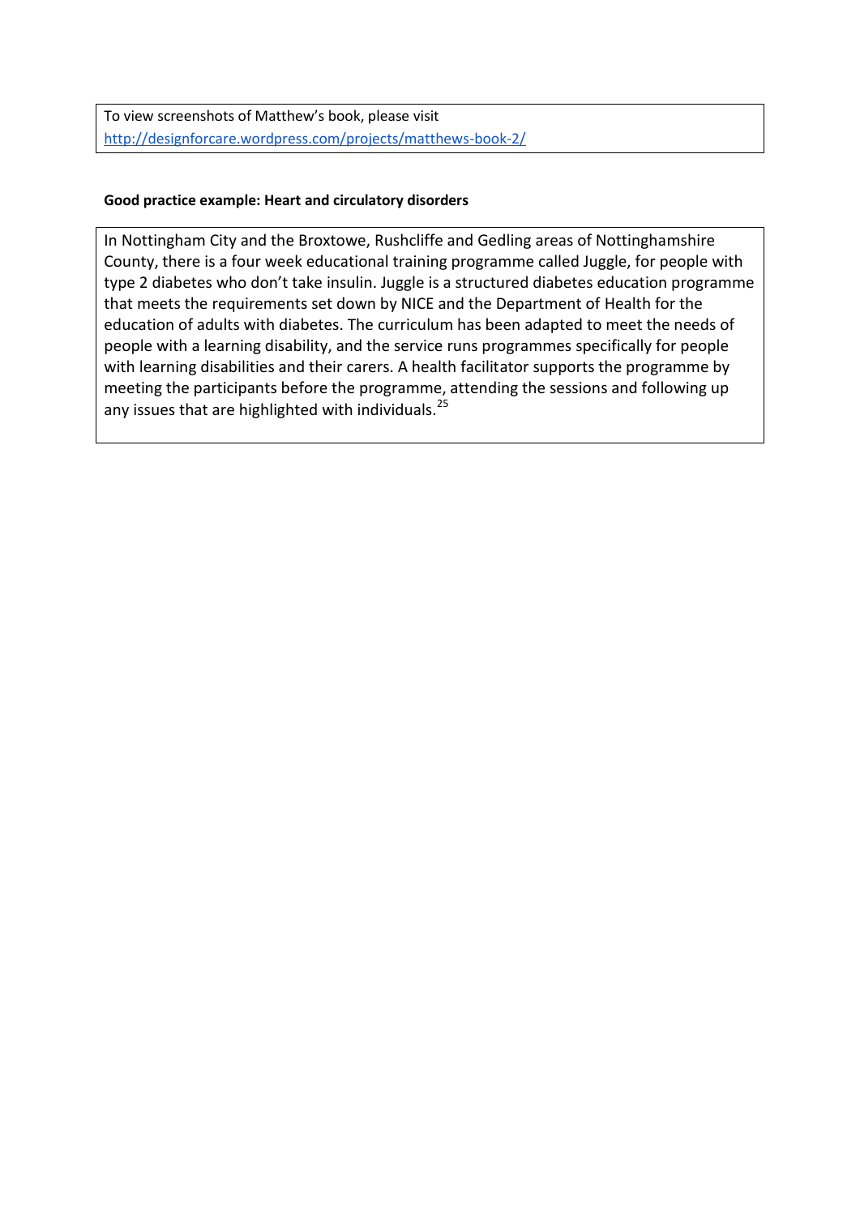To view screenshots of Matthew's book, please visit
http://designforcare.wordpress.com/projects/matthews-book-2/

**Good practice example: Heart and circulatory disorders**

In Nottingham City and the Broxtowe, Rushcliffe and Gedling areas of Nottinghamshire County, there is a four week educational training programme called Juggle, for people with type 2 diabetes who don't take insulin. Juggle is a structured diabetes education programme that meets the requirements set down by NICE and the Department of Health for the education of adults with diabetes. The curriculum has been adapted to meet the needs of people with a learning disability, and the service runs programmes specifically for people with learning disabilities and their carers. A health facilitator supports the programme by meeting the participants before the programme, attending the sessions and following up any issues that are highlighted with individuals.[25]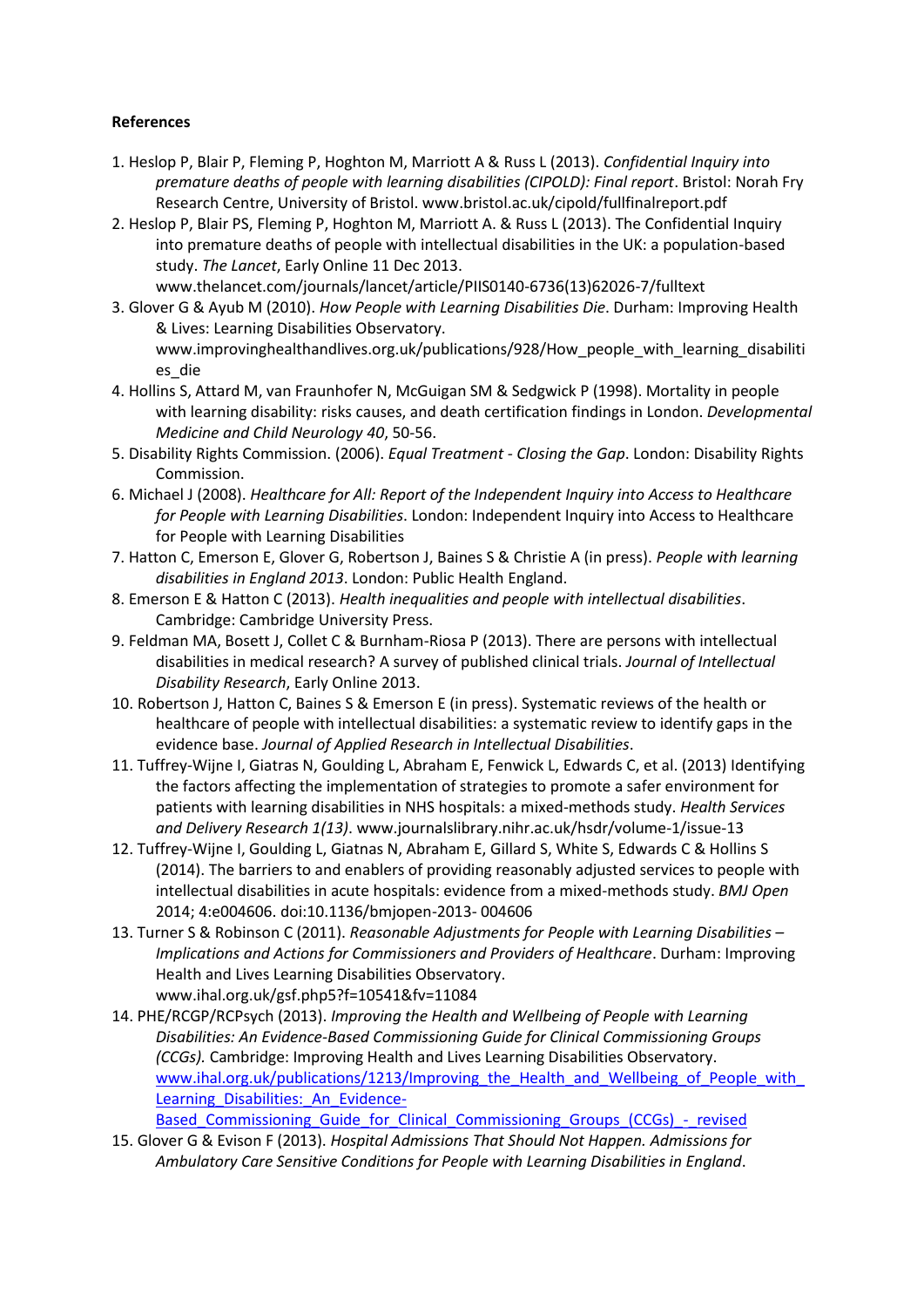**References**

1. Heslop P, Blair P, Fleming P, Hoghton M, Marriott A & Russ L (2013). *Confidential Inquiry into premature deaths of people with learning disabilities (CIPOLD): Final report*. Bristol: Norah Fry Research Centre, University of Bristol. www.bristol.ac.uk/cipold/fullfinalreport.pdf
2. Heslop P, Blair PS, Fleming P, Hoghton M, Marriott A. & Russ L (2013). The Confidential Inquiry into premature deaths of people with intellectual disabilities in the UK: a population-based study. *The Lancet*, Early Online 11 Dec 2013. www.thelancet.com/journals/lancet/article/PIIS0140-6736(13)62026-7/fulltext
3. Glover G & Ayub M (2010). *How People with Learning Disabilities Die*. Durham: Improving Health & Lives: Learning Disabilities Observatory. www.improvinghealthandlives.org.uk/publications/928/How_people_with_learning_disabilities_die
4. Hollins S, Attard M, van Fraunhofer N, McGuigan SM & Sedgwick P (1998). Mortality in people with learning disability: risks causes, and death certification findings in London. *Developmental Medicine and Child Neurology 40*, 50-56.
5. Disability Rights Commission. (2006). *Equal Treatment - Closing the Gap*. London: Disability Rights Commission.
6. Michael J (2008). *Healthcare for All: Report of the Independent Inquiry into Access to Healthcare for People with Learning Disabilities*. London: Independent Inquiry into Access to Healthcare for People with Learning Disabilities
7. Hatton C, Emerson E, Glover G, Robertson J, Baines S & Christie A (in press). *People with learning disabilities in England 2013*. London: Public Health England.
8. Emerson E & Hatton C (2013). *Health inequalities and people with intellectual disabilities*. Cambridge: Cambridge University Press.
9. Feldman MA, Bosett J, Collet C & Burnham-Riosa P (2013). There are persons with intellectual disabilities in medical research? A survey of published clinical trials. *Journal of Intellectual Disability Research*, Early Online 2013.
10. Robertson J, Hatton C, Baines S & Emerson E (in press). Systematic reviews of the health or healthcare of people with intellectual disabilities: a systematic review to identify gaps in the evidence base. *Journal of Applied Research in Intellectual Disabilities*.
11. Tuffrey-Wijne I, Giatras N, Goulding L, Abraham E, Fenwick L, Edwards C, et al. (2013) Identifying the factors affecting the implementation of strategies to promote a safer environment for patients with learning disabilities in NHS hospitals: a mixed-methods study. *Health Services and Delivery Research 1(13)*. www.journalslibrary.nihr.ac.uk/hsdr/volume-1/issue-13
12. Tuffrey-Wijne I, Goulding L, Giatnas N, Abraham E, Gillard S, White S, Edwards C & Hollins S (2014). The barriers to and enablers of providing reasonably adjusted services to people with intellectual disabilities in acute hospitals: evidence from a mixed-methods study. *BMJ Open* 2014; 4:e004606. doi:10.1136/bmjopen-2013- 004606
13. Turner S & Robinson C (2011). *Reasonable Adjustments for People with Learning Disabilities – Implications and Actions for Commissioners and Providers of Healthcare*. Durham: Improving Health and Lives Learning Disabilities Observatory. www.ihal.org.uk/gsf.php5?f=10541&fv=11084
14. PHE/RCGP/RCPsych (2013). *Improving the Health and Wellbeing of People with Learning Disabilities: An Evidence-Based Commissioning Guide for Clinical Commissioning Groups (CCGs).* Cambridge: Improving Health and Lives Learning Disabilities Observatory. www.ihal.org.uk/publications/1213/Improving_the_Health_and_Wellbeing_of_People_with_Learning_Disabilities:_An_Evidence-Based_Commissioning_Guide_for_Clinical_Commissioning_Groups_(CCGs)_-_revised
15. Glover G & Evison F (2013). *Hospital Admissions That Should Not Happen. Admissions for Ambulatory Care Sensitive Conditions for People with Learning Disabilities in England*.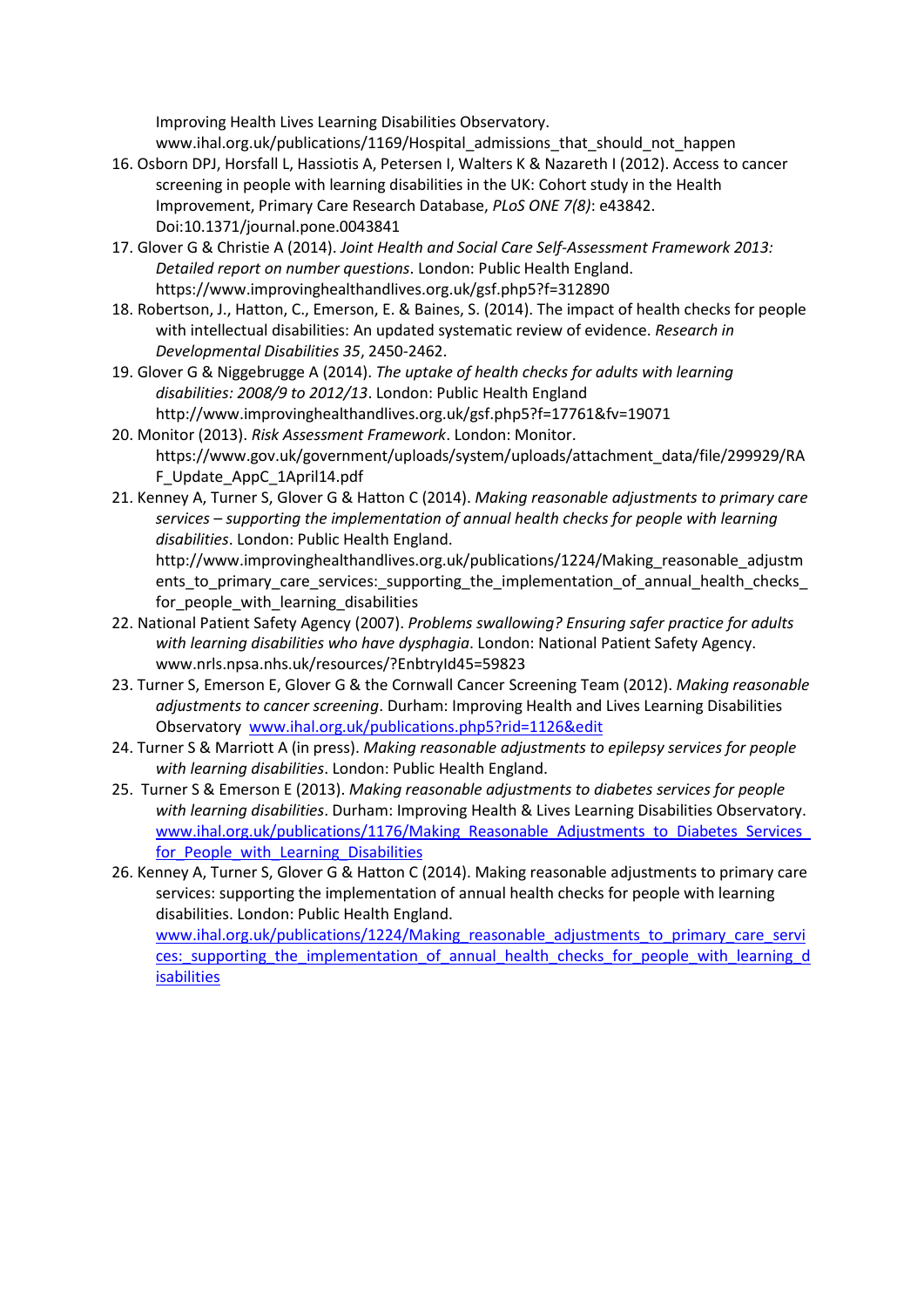Improving Health Lives Learning Disabilities Observatory. www.ihal.org.uk/publications/1169/Hospital_admissions_that_should_not_happen

16. Osborn DPJ, Horsfall L, Hassiotis A, Petersen I, Walters K & Nazareth I (2012). Access to cancer screening in people with learning disabilities in the UK: Cohort study in the Health Improvement, Primary Care Research Database, *PLoS ONE 7(8)*: e43842. Doi:10.1371/journal.pone.0043841
17. Glover G & Christie A (2014). *Joint Health and Social Care Self-Assessment Framework 2013: Detailed report on number questions*. London: Public Health England. https://www.improvinghealthandlives.org.uk/gsf.php5?f=312890
18. Robertson, J., Hatton, C., Emerson, E. & Baines, S. (2014). The impact of health checks for people with intellectual disabilities: An updated systematic review of evidence. *Research in Developmental Disabilities 35*, 2450-2462.
19. Glover G & Niggebrugge A (2014). *The uptake of health checks for adults with learning disabilities: 2008/9 to 2012/13*. London: Public Health England http://www.improvinghealthandlives.org.uk/gsf.php5?f=17761&fv=19071
20. Monitor (2013). *Risk Assessment Framework*. London: Monitor. https://www.gov.uk/government/uploads/system/uploads/attachment_data/file/299929/RAF_Update_AppC_1April14.pdf
21. Kenney A, Turner S, Glover G & Hatton C (2014). *Making reasonable adjustments to primary care services – supporting the implementation of annual health checks for people with learning disabilities*. London: Public Health England. http://www.improvinghealthandlives.org.uk/publications/1224/Making_reasonable_adjustments_to_primary_care_services:_supporting_the_implementation_of_annual_health_checks_for_people_with_learning_disabilities
22. National Patient Safety Agency (2007). *Problems swallowing? Ensuring safer practice for adults with learning disabilities who have dysphagia*. London: National Patient Safety Agency. www.nrls.npsa.nhs.uk/resources/?EnbtryId45=59823
23. Turner S, Emerson E, Glover G & the Cornwall Cancer Screening Team (2012). *Making reasonable adjustments to cancer screening*. Durham: Improving Health and Lives Learning Disabilities Observatory www.ihal.org.uk/publications.php5?rid=1126&edit
24. Turner S & Marriott A (in press). *Making reasonable adjustments to epilepsy services for people with learning disabilities*. London: Public Health England.
25. Turner S & Emerson E (2013). *Making reasonable adjustments to diabetes services for people with learning disabilities*. Durham: Improving Health & Lives Learning Disabilities Observatory. www.ihal.org.uk/publications/1176/Making_Reasonable_Adjustments_to_Diabetes_Services_for_People_with_Learning_Disabilities
26. Kenney A, Turner S, Glover G & Hatton C (2014). Making reasonable adjustments to primary care services: supporting the implementation of annual health checks for people with learning disabilities. London: Public Health England. www.ihal.org.uk/publications/1224/Making_reasonable_adjustments_to_primary_care_services:_supporting_the_implementation_of_annual_health_checks_for_people_with_learning_disabilities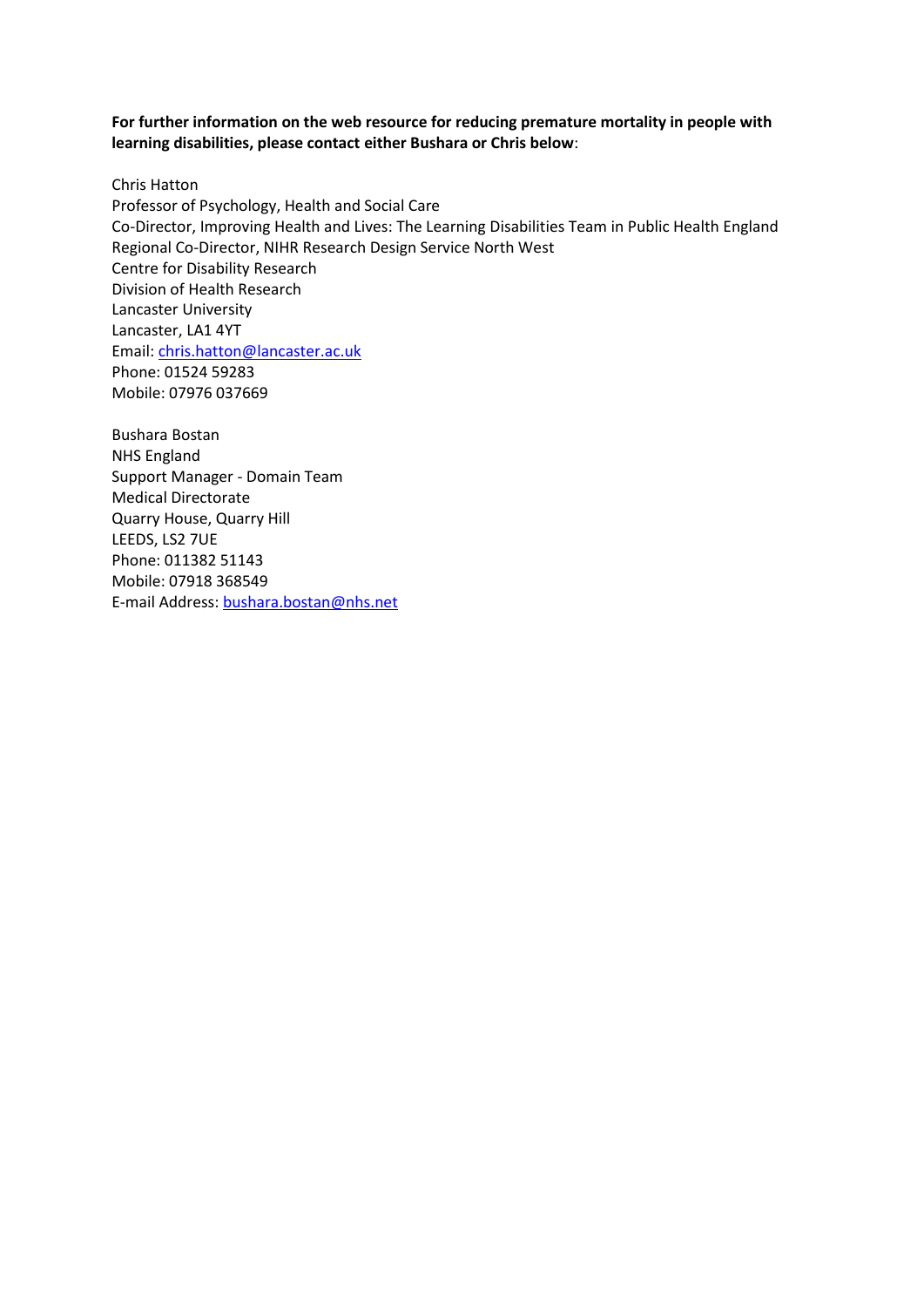**For further information on the web resource for reducing premature mortality in people with learning disabilities, please contact either Bushara or Chris below**:

Chris Hatton
Professor of Psychology, Health and Social Care
Co-Director, Improving Health and Lives: The Learning Disabilities Team in Public Health England
Regional Co-Director, NIHR Research Design Service North West
Centre for Disability Research
Division of Health Research
Lancaster University
Lancaster, LA1 4YT
Email: chris.hatton@lancaster.ac.uk
Phone: 01524 59283
Mobile: 07976 037669

Bushara Bostan
NHS England
Support Manager - Domain Team
Medical Directorate
Quarry House, Quarry Hill
LEEDS, LS2 7UE
Phone: 011382 51143
Mobile: 07918 368549
E-mail Address: bushara.bostan@nhs.net